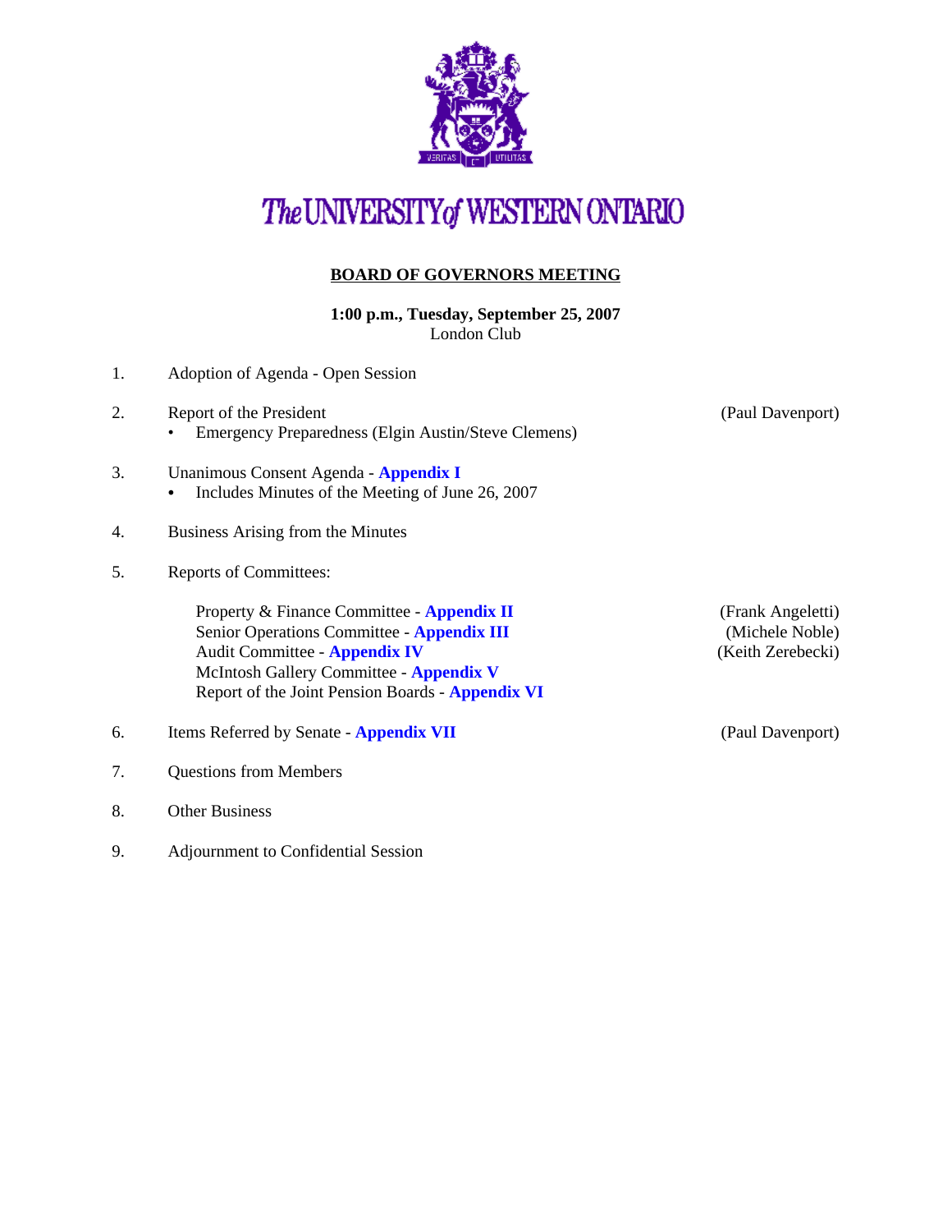# The UNIVERSITY of WESTERN ONTARIO

## BOARD OF GOVERNORS MEETING

**1:00 p.m., Tuesday, September 25, 2007**
London Club

1. Adoption of Agenda - Open Session

2. Report of the President (Paul Davenport)
   - Emergency Preparedness (Elgin Austin/Steve Clemens)

3. Unanimous Consent Agenda - **Appendix I**
   - Includes Minutes of the Meeting of June 26, 2007

4. Business Arising from the Minutes

5. Reports of Committees:

   Property & Finance Committee - **Appendix II** (Frank Angeletti)
   Senior Operations Committee - **Appendix III** (Michele Noble)
   Audit Committee - **Appendix IV** (Keith Zerebecki)
   McIntosh Gallery Committee - **Appendix V**
   Report of the Joint Pension Boards - **Appendix VI**

6. Items Referred by Senate - **Appendix VII** (Paul Davenport)

7. Questions from Members

8. Other Business

9. Adjournment to Confidential Session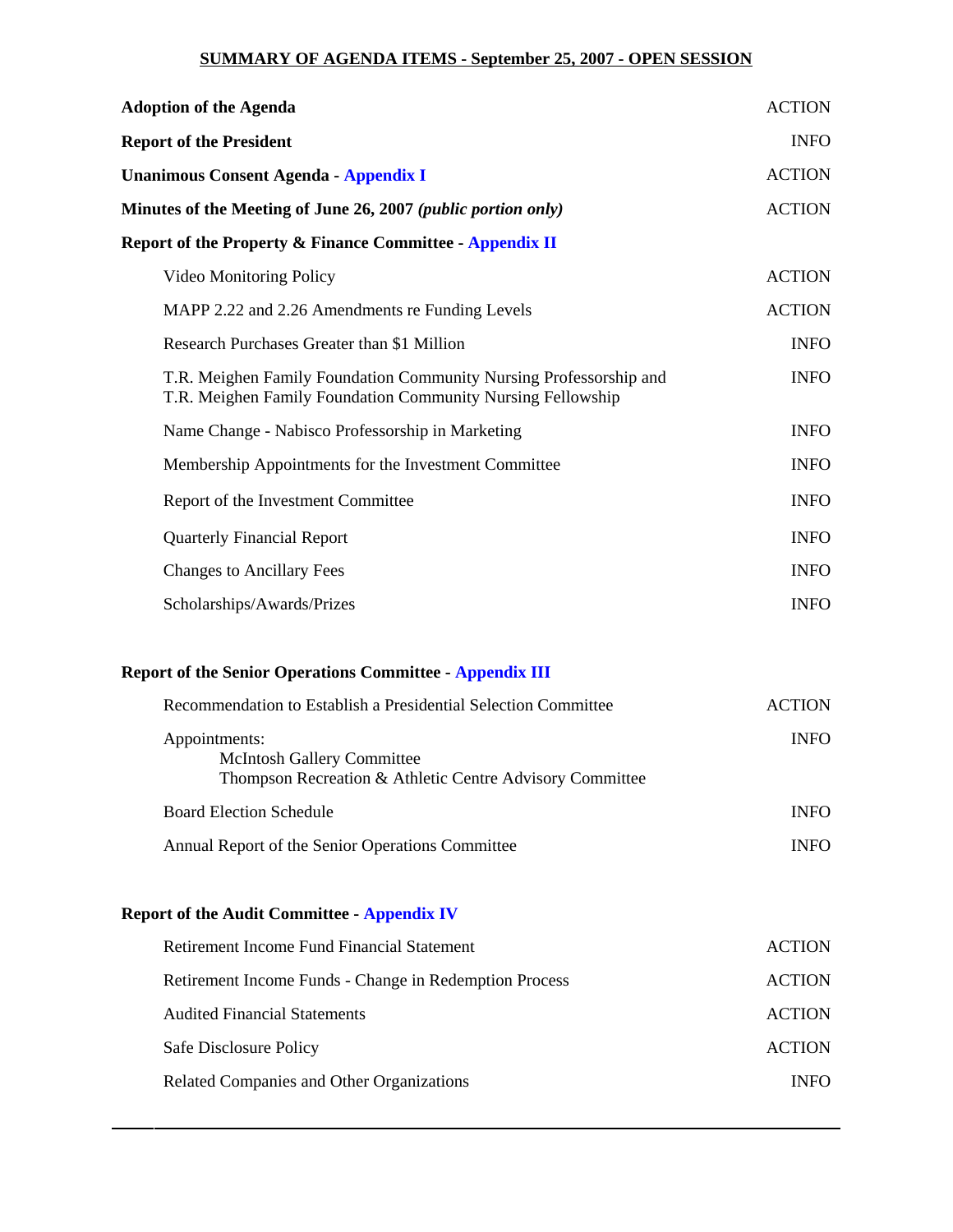## SUMMARY OF AGENDA ITEMS - September 25, 2007 - OPEN SESSION

| | |
|---|---|
| **Adoption of the Agenda** | ACTION |
| **Report of the President** | INFO |
| **Unanimous Consent Agenda - Appendix I** | ACTION |
| **Minutes of the Meeting of June 26, 2007** ***(public portion only)*** | ACTION |
| **Report of the Property & Finance Committee - Appendix II** | |
| Video Monitoring Policy | ACTION |
| MAPP 2.22 and 2.26 Amendments re Funding Levels | ACTION |
| Research Purchases Greater than $1 Million | INFO |
| T.R. Meighen Family Foundation Community Nursing Professorship and T.R. Meighen Family Foundation Community Nursing Fellowship | INFO |
| Name Change - Nabisco Professorship in Marketing | INFO |
| Membership Appointments for the Investment Committee | INFO |
| Report of the Investment Committee | INFO |
| Quarterly Financial Report | INFO |
| Changes to Ancillary Fees | INFO |
| Scholarships/Awards/Prizes | INFO |
| **Report of the Senior Operations Committee - Appendix III** | |
| Recommendation to Establish a Presidential Selection Committee | ACTION |
| Appointments: McIntosh Gallery Committee; Thompson Recreation & Athletic Centre Advisory Committee | INFO |
| Board Election Schedule | INFO |
| Annual Report of the Senior Operations Committee | INFO |
| **Report of the Audit Committee - Appendix IV** | |
| Retirement Income Fund Financial Statement | ACTION |
| Retirement Income Funds - Change in Redemption Process | ACTION |
| Audited Financial Statements | ACTION |
| Safe Disclosure Policy | ACTION |
| Related Companies and Other Organizations | INFO |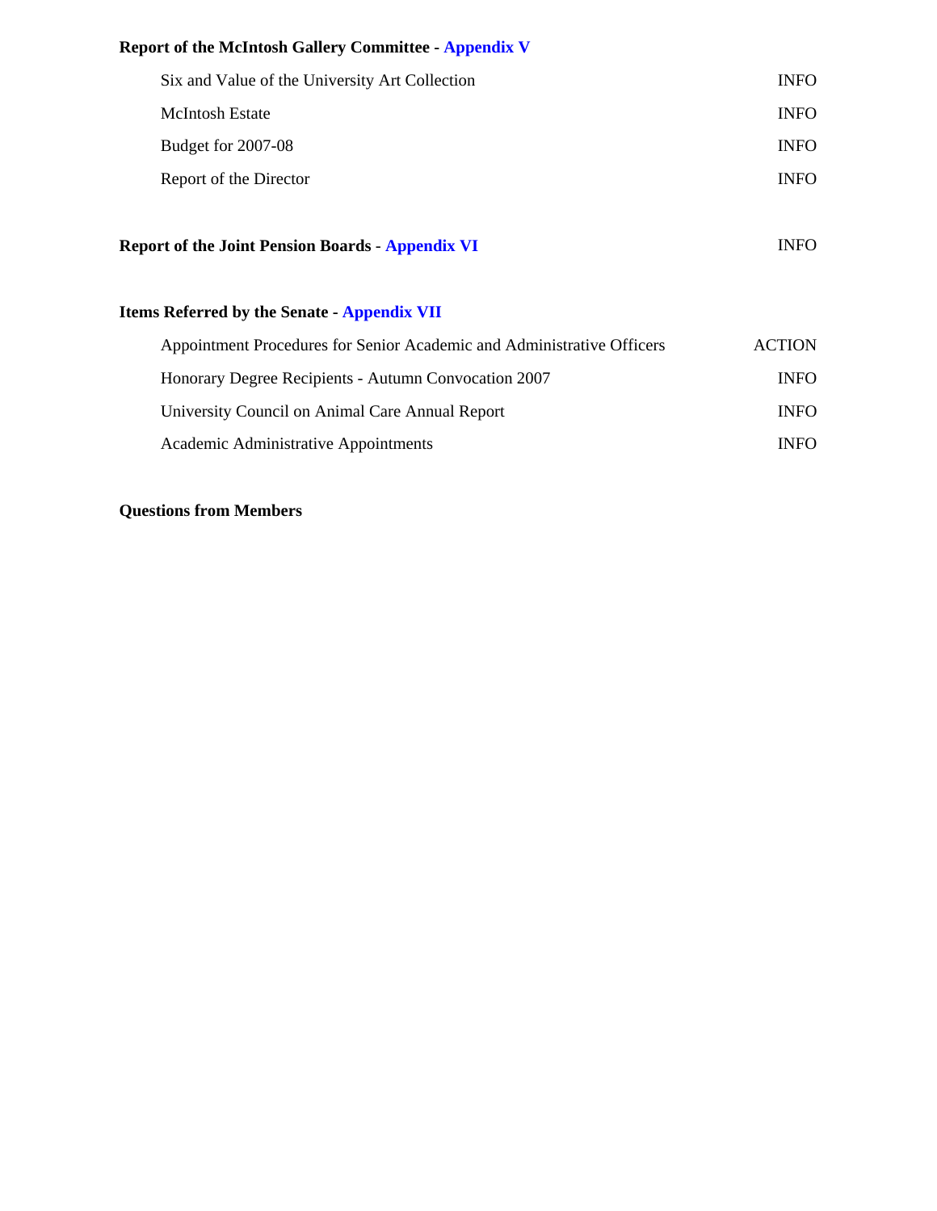**Report of the McIntosh Gallery Committee - Appendix V**

| | |
|---|---|
| Six and Value of the University Art Collection | INFO |
| McIntosh Estate | INFO |
| Budget for 2007-08 | INFO |
| Report of the Director | INFO |

**Report of the Joint Pension Boards - Appendix VI** INFO

**Items Referred by the Senate - Appendix VII**

| | |
|---|---|
| Appointment Procedures for Senior Academic and Administrative Officers | ACTION |
| Honorary Degree Recipients - Autumn Convocation 2007 | INFO |
| University Council on Animal Care Annual Report | INFO |
| Academic Administrative Appointments | INFO |

**Questions from Members**